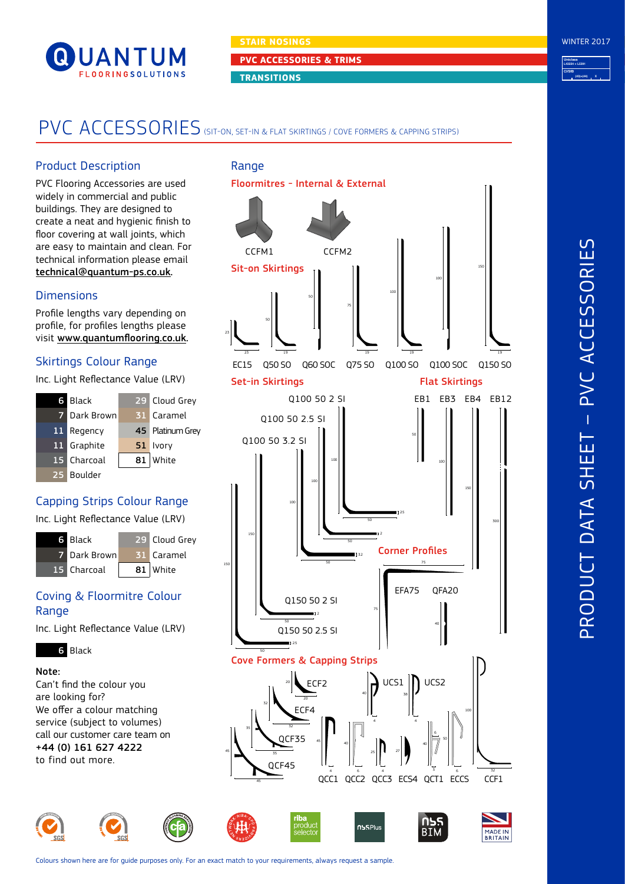STAIR NOSINGS

PVC ACCESSORIES & TRIMS

TRANSITIONS

WINTER 2017

# PVC ACCESSORIES (SIT-ON, SET-IN & FLAT SKIRTINGS / COVE FORMERS & CAPPING STRIPS)

## Product Description

PVC Flooring Accessories are used widely in commercial and public buildings. They are designed to create a neat and hygienic finish to floor covering at wall joints, which are easy to maintain and clean. For technical information please email technical@quantum-ps.co.uk.

## Dimensions

Profile lengths vary depending on profile, for profiles lengths please visit www.quantumflooring.co.uk.

## Skirtings Colour Range

Inc. Light Reflectance Value (LRV)

| LRV | Colour | LRV | Colour |
|---|---|---|---|
| 6 | Black | 29 | Cloud Grey |
| 7 | Dark Brown | 31 | Caramel |
| 11 | Regency | 45 | Platinum Grey |
| 11 | Graphite | 51 | Ivory |
| 15 | Charcoal | 81 | White |
| 25 | Boulder | | |

## Capping Strips Colour Range

Inc. Light Reflectance Value (LRV)

| LRV | Colour | LRV | Colour |
|---|---|---|---|
| 6 | Black | 29 | Cloud Grey |
| 7 | Dark Brown | 31 | Caramel |
| 15 | Charcoal | 81 | White |

## Coving & Floormitre Colour Range

Inc. Light Reflectance Value (LRV)

| LRV | Colour |
|---|---|
| 6 | Black |

**Note:**

Can't find the colour you are looking for?
We offer a colour matching service (subject to volumes) call our customer care team on **+44 (0) 161 627 4222** to find out more.

## Range

### Floormitres - Internal & External

CCFM1 CCFM2

### Sit-on Skirtings

EC15 Q50 SO Q60 SOC Q75 SO Q100 SO Q100 SOC Q150 SO

### Set-in Skirtings

Q100 50 2 SI
Q100 50 2.5 SI
Q100 50 3.2 SI
Q150 50 2 SI
Q150 50 2.5 SI

### Flat Skirtings

EB1 EB3 EB4 EB12

### Corner Profiles

EFA75 QFA20

### Cove Formers & Capping Strips

ECF2 ECF4 QCF35 QCF45 UCS1 UCS2 QCC1 QCC2 QCC3 ECS4 QCT1 ECCS CCF1

MADE IN BRITAIN

Colours shown here are for guide purposes only. For an exact match to your requirements, always request a sample.

PRODUCT DATA SHEET – PVC ACCESSORIES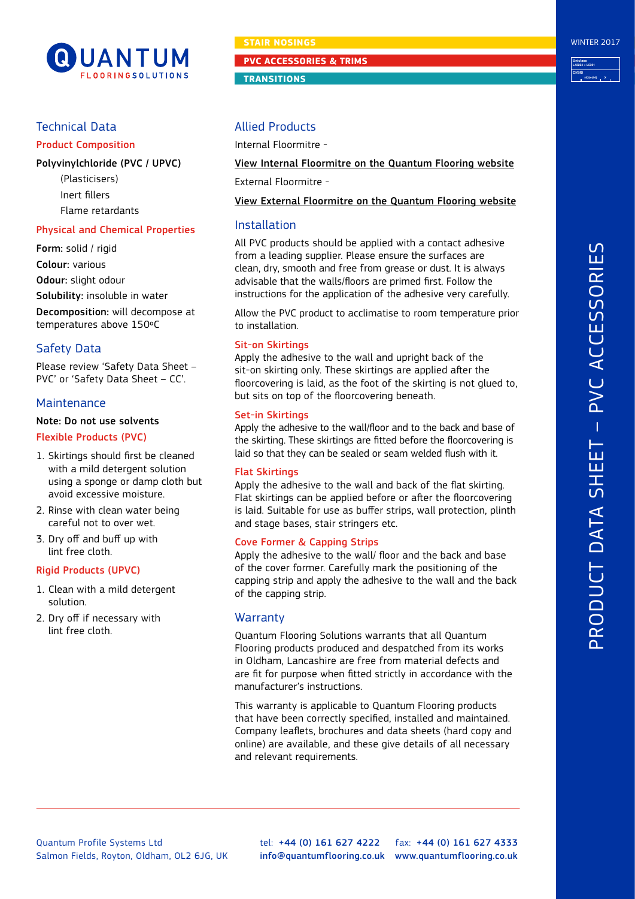STAIR NOSINGS

PVC ACCESSORIES & TRIMS

TRANSITIONS

WINTER 2017

# PRODUCT DATA SHEET – PVC ACCESSORIES

## Technical Data

### Product Composition

**Polyvinylchloride (PVC / UPVC)**

(Plasticisers)
Inert fillers
Flame retardants

### Physical and Chemical Properties

**Form:** solid / rigid

**Colour:** various

**Odour:** slight odour

**Solubility:** insoluble in water

**Decomposition:** will decompose at temperatures above 150ºC

## Safety Data

Please review 'Safety Data Sheet – PVC' or 'Safety Data Sheet – CC'.

## Maintenance

**Note: Do not use solvents**

### Flexible Products (PVC)

1. Skirtings should first be cleaned with a mild detergent solution using a sponge or damp cloth but avoid excessive moisture.
2. Rinse with clean water being careful not to over wet.
3. Dry off and buff up with lint free cloth.

### Rigid Products (UPVC)

1. Clean with a mild detergent solution.
2. Dry off if necessary with lint free cloth.

## Allied Products

Internal Floormitre -

View Internal Floormitre on the Quantum Flooring website

External Floormitre -

View External Floormitre on the Quantum Flooring website

## Installation

All PVC products should be applied with a contact adhesive from a leading supplier. Please ensure the surfaces are clean, dry, smooth and free from grease or dust. It is always advisable that the walls/floors are primed first. Follow the instructions for the application of the adhesive very carefully.

Allow the PVC product to acclimatise to room temperature prior to installation.

### Sit-on Skirtings

Apply the adhesive to the wall and upright back of the sit-on skirting only. These skirtings are applied after the floorcovering is laid, as the foot of the skirting is not glued to, but sits on top of the floorcovering beneath.

### Set-in Skirtings

Apply the adhesive to the wall/floor and to the back and base of the skirting. These skirtings are fitted before the floorcovering is laid so that they can be sealed or seam welded flush with it.

### Flat Skirtings

Apply the adhesive to the wall and back of the flat skirting. Flat skirtings can be applied before or after the floorcovering is laid. Suitable for use as buffer strips, wall protection, plinth and stage bases, stair stringers etc.

### Cove Former & Capping Strips

Apply the adhesive to the wall/ floor and the back and base of the cover former. Carefully mark the positioning of the capping strip and apply the adhesive to the wall and the back of the capping strip.

## Warranty

Quantum Flooring Solutions warrants that all Quantum Flooring products produced and despatched from its works in Oldham, Lancashire are free from material defects and are fit for purpose when fitted strictly in accordance with the manufacturer's instructions.

This warranty is applicable to Quantum Flooring products that have been correctly specified, installed and maintained. Company leaflets, brochures and data sheets (hard copy and online) are available, and these give details of all necessary and relevant requirements.

Quantum Profile Systems Ltd
Salmon Fields, Royton, Oldham, OL2 6JG, UK

tel: +44 (0) 161 627 4222  fax: +44 (0) 161 627 4333
info@quantumflooring.co.uk  www.quantumflooring.co.uk